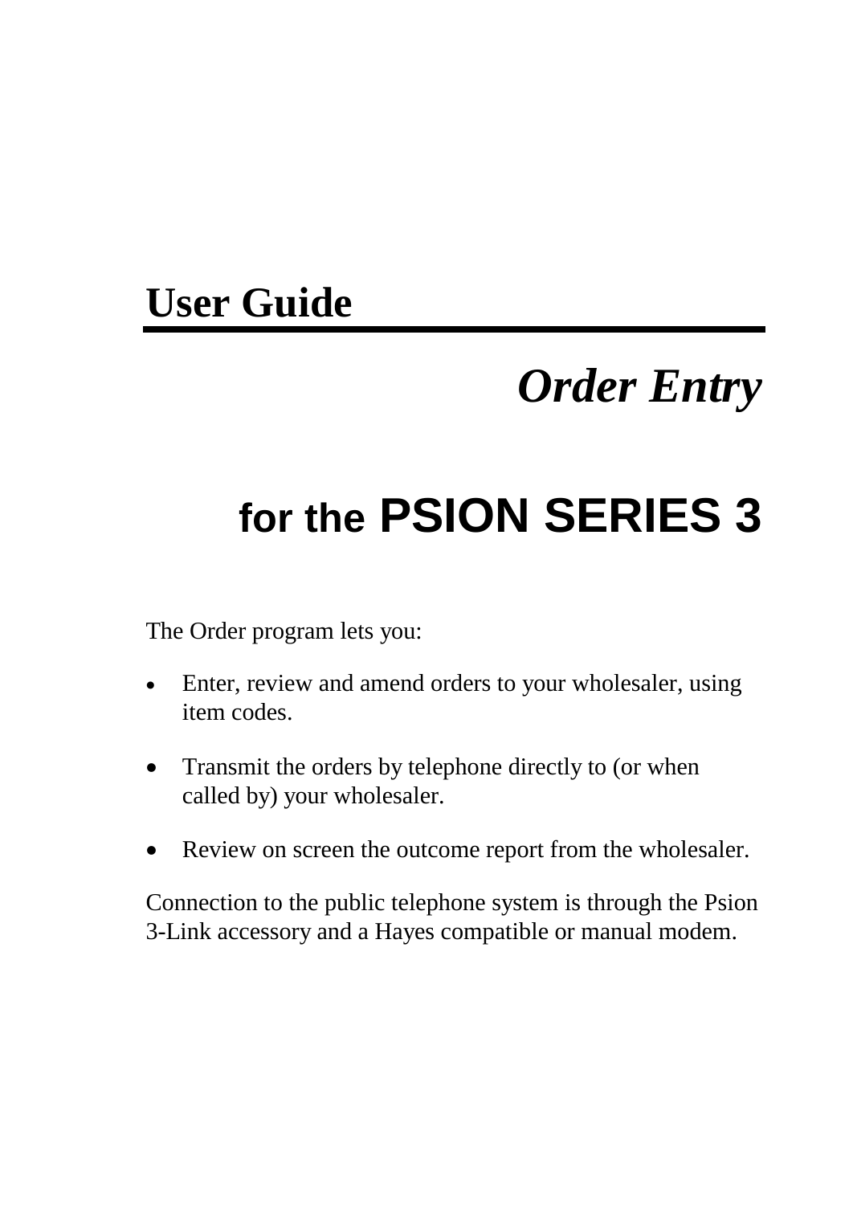# User Guide

## *Order Entry*

## for the PSION SERIES 3

The Order program lets you:

- Enter, review and amend orders to your wholesaler, using item codes.
- Transmit the orders by telephone directly to (or when called by) your wholesaler.
- Review on screen the outcome report from the wholesaler.

Connection to the public telephone system is through the Psion 3-Link accessory and a Hayes compatible or manual modem.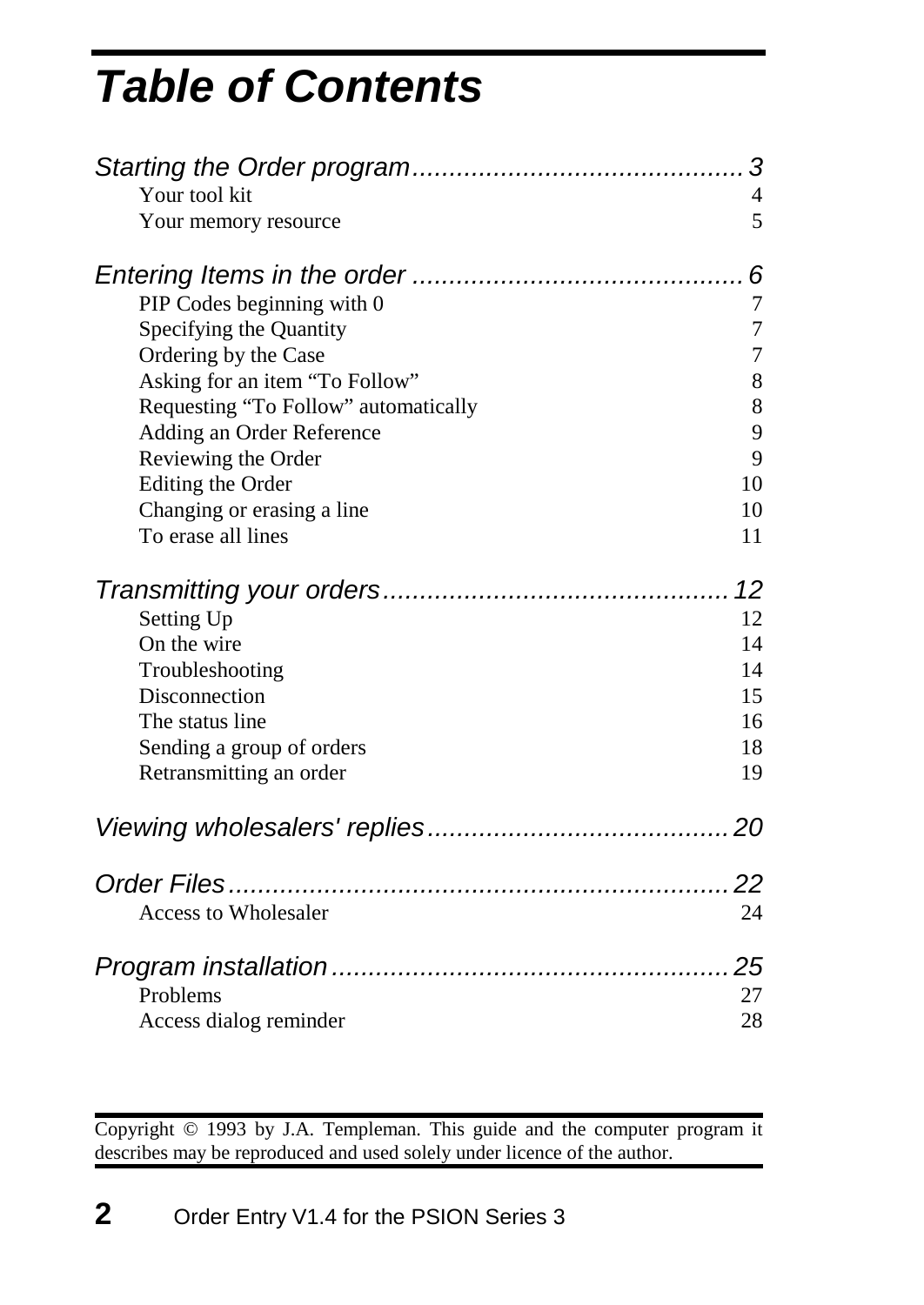# Table of Contents

| | |
|---|---|
| *Starting the Order program* | *3* |
| Your tool kit | 4 |
| Your memory resource | 5 |
| *Entering Items in the order* | *6* |
| PIP Codes beginning with 0 | 7 |
| Specifying the Quantity | 7 |
| Ordering by the Case | 7 |
| Asking for an item “To Follow” | 8 |
| Requesting “To Follow” automatically | 8 |
| Adding an Order Reference | 9 |
| Reviewing the Order | 9 |
| Editing the Order | 10 |
| Changing or erasing a line | 10 |
| To erase all lines | 11 |
| *Transmitting your orders* | *12* |
| Setting Up | 12 |
| On the wire | 14 |
| Troubleshooting | 14 |
| Disconnection | 15 |
| The status line | 16 |
| Sending a group of orders | 18 |
| Retransmitting an order | 19 |
| *Viewing wholesalers' replies* | *20* |
| *Order Files* | *22* |
| Access to Wholesaler | 24 |
| *Program installation* | *25* |
| Problems | 27 |
| Access dialog reminder | 28 |

Copyright © 1993 by J.A. Templeman. This guide and the computer program it describes may be reproduced and used solely under licence of the author.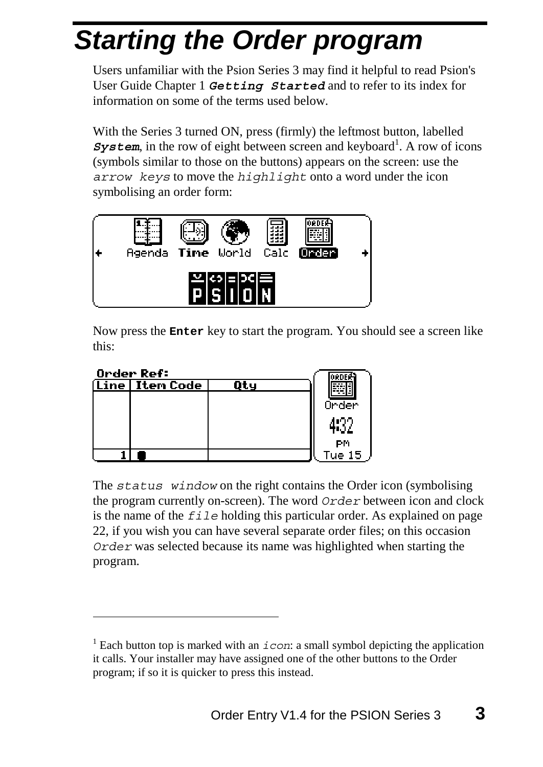# Starting the Order program

Users unfamiliar with the Psion Series 3 may find it helpful to read Psion's User Guide Chapter 1 ***Getting Started*** and to refer to its index for information on some of the terms used below.

With the Series 3 turned ON, press (firmly) the leftmost button, labelled ***System***, in the row of eight between screen and keyboard[1]. A row of icons (symbols similar to those on the buttons) appears on the screen: use the `arrow keys` to move the `highlight` onto a word under the icon symbolising an order form:

Now press the **Enter** key to start the program. You should see a screen like this:

The `status window` on the right contains the Order icon (symbolising the program currently on-screen). The word `Order` between icon and clock is the name of the `file` holding this particular order. As explained on page 22, if you wish you can have several separate order files; on this occasion `Order` was selected because its name was highlighted when starting the program.

---

[1] Each button top is marked with an `icon`: a small symbol depicting the application it calls. Your installer may have assigned one of the other buttons to the Order program; if so it is quicker to press this instead.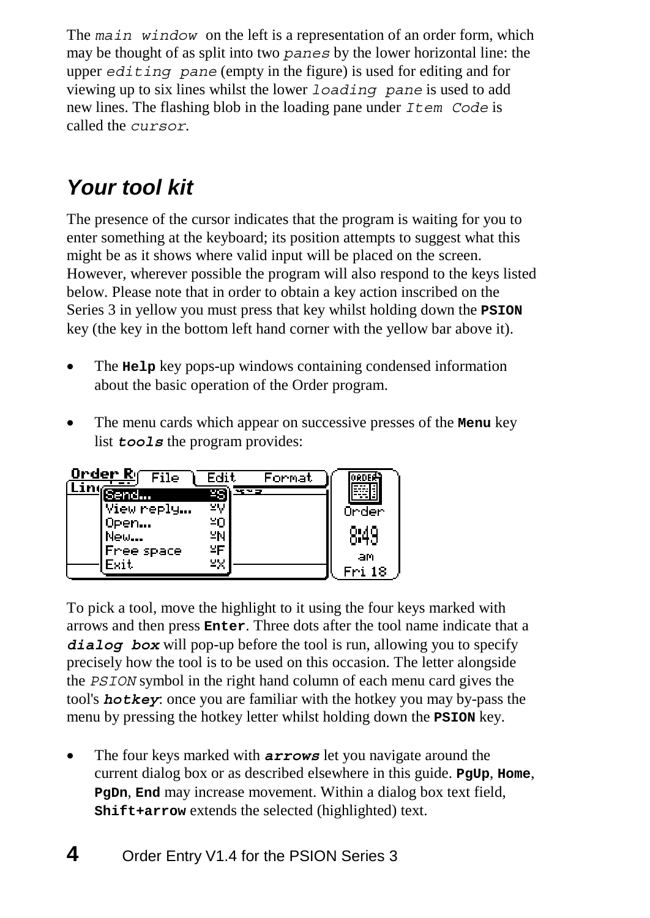The `main window` on the left is a representation of an order form, which may be thought of as split into two `panes` by the lower horizontal line: the upper `editing pane` (empty in the figure) is used for editing and for viewing up to six lines whilst the lower `loading pane` is used to add new lines. The flashing blob in the loading pane under `Item Code` is called the `cursor`.

## Your tool kit

The presence of the cursor indicates that the program is waiting for you to enter something at the keyboard; its position attempts to suggest what this might be as it shows where valid input will be placed on the screen. However, wherever possible the program will also respond to the keys listed below. Please note that in order to obtain a key action inscribed on the Series 3 in yellow you must press that key whilst holding down the **PSION** key (the key in the bottom left hand corner with the yellow bar above it).

- The **Help** key pops-up windows containing condensed information about the basic operation of the Order program.

- The menu cards which appear on successive presses of the **Menu** key list ***tools*** the program provides:

To pick a tool, move the highlight to it using the four keys marked with arrows and then press **Enter**. Three dots after the tool name indicate that a ***dialog box*** will pop-up before the tool is run, allowing you to specify precisely how the tool is to be used on this occasion. The letter alongside the `PSION` symbol in the right hand column of each menu card gives the tool's ***hotkey***: once you are familiar with the hotkey you may by-pass the menu by pressing the hotkey letter whilst holding down the **PSION** key.

- The four keys marked with ***arrows*** let you navigate around the current dialog box or as described elsewhere in this guide. **PgUp**, **Home**, **PgDn**, **End** may increase movement. Within a dialog box text field, **Shift+arrow** extends the selected (highlighted) text.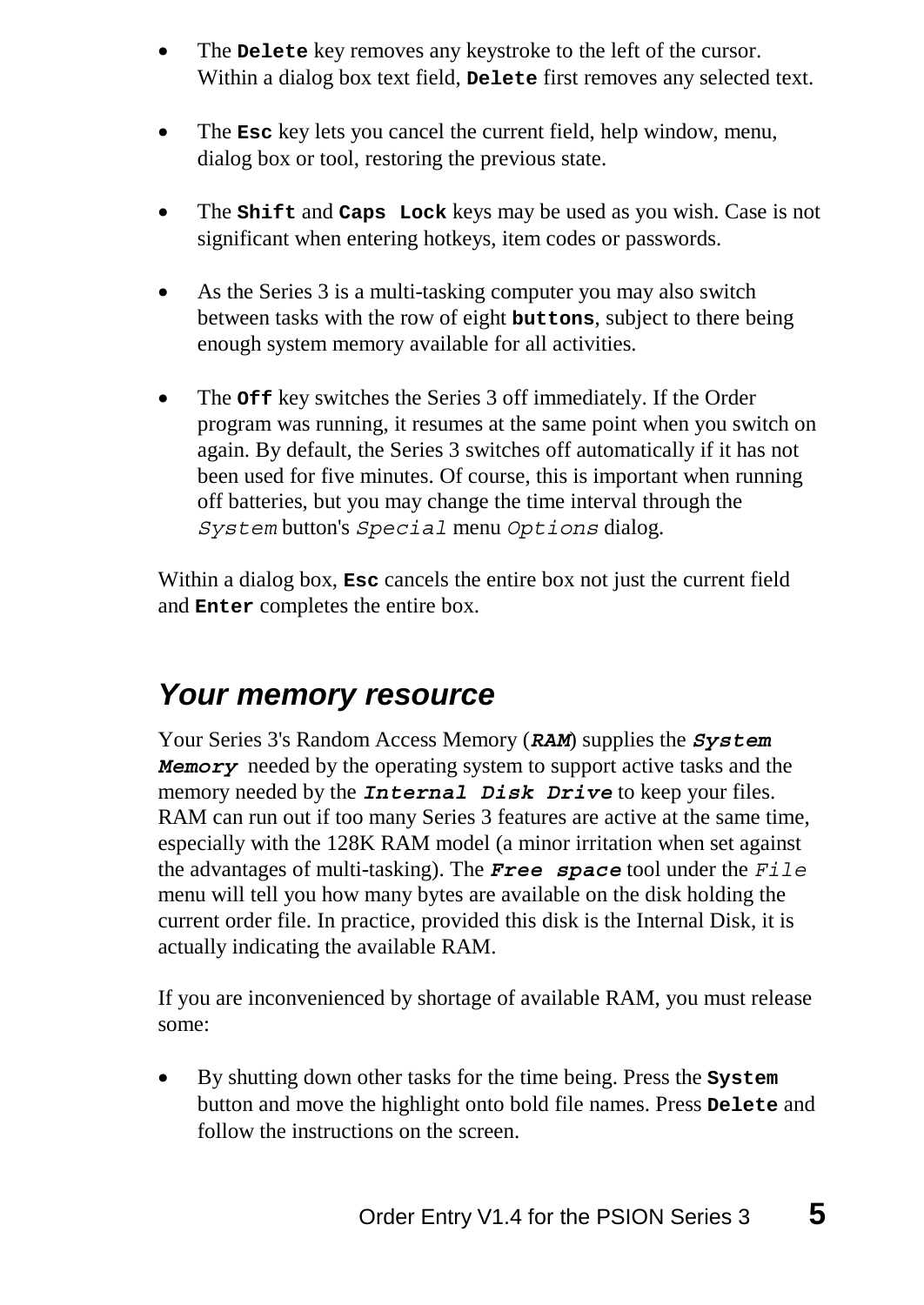- The **`Delete`** key removes any keystroke to the left of the cursor. Within a dialog box text field, **`Delete`** first removes any selected text.

- The **`Esc`** key lets you cancel the current field, help window, menu, dialog box or tool, restoring the previous state.

- The **`Shift`** and **`Caps Lock`** keys may be used as you wish. Case is not significant when entering hotkeys, item codes or passwords.

- As the Series 3 is a multi-tasking computer you may also switch between tasks with the row of eight **`buttons`**, subject to there being enough system memory available for all activities.

- The **`Off`** key switches the Series 3 off immediately. If the Order program was running, it resumes at the same point when you switch on again. By default, the Series 3 switches off automatically if it has not been used for five minutes. Of course, this is important when running off batteries, but you may change the time interval through the `System` button's `Special` menu `Options` dialog.

Within a dialog box, **`Esc`** cancels the entire box not just the current field and **`Enter`** completes the entire box.

## *Your memory resource*

Your Series 3's Random Access Memory (***`RAM`***) supplies the ***`System Memory`*** needed by the operating system to support active tasks and the memory needed by the ***`Internal Disk Drive`*** to keep your files. RAM can run out if too many Series 3 features are active at the same time, especially with the 128K RAM model (a minor irritation when set against the advantages of multi-tasking). The ***`Free space`*** tool under the `File` menu will tell you how many bytes are available on the disk holding the current order file. In practice, provided this disk is the Internal Disk, it is actually indicating the available RAM.

If you are inconvenienced by shortage of available RAM, you must release some:

- By shutting down other tasks for the time being. Press the **`System`** button and move the highlight onto bold file names. Press **`Delete`** and follow the instructions on the screen.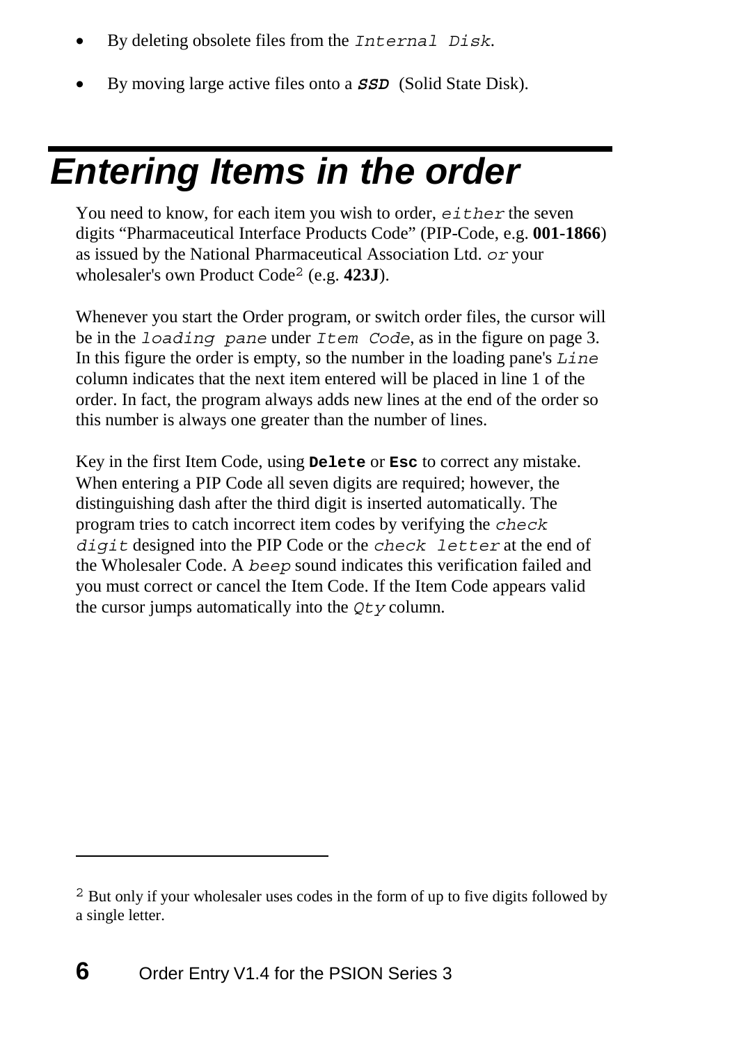- By deleting obsolete files from the `Internal Disk`.
- By moving large active files onto a ***SSD*** (Solid State Disk).

# Entering Items in the order

You need to know, for each item you wish to order, *either* the seven digits "Pharmaceutical Interface Products Code" (PIP-Code, e.g. **001-1866**) as issued by the National Pharmaceutical Association Ltd. *or* your wholesaler's own Product Code[2] (e.g. **423J**).

Whenever you start the Order program, or switch order files, the cursor will be in the *loading pane* under *Item Code*, as in the figure on page 3. In this figure the order is empty, so the number in the loading pane's *Line* column indicates that the next item entered will be placed in line 1 of the order. In fact, the program always adds new lines at the end of the order so this number is always one greater than the number of lines.

Key in the first Item Code, using **Delete** or **Esc** to correct any mistake. When entering a PIP Code all seven digits are required; however, the distinguishing dash after the third digit is inserted automatically. The program tries to catch incorrect item codes by verifying the *check digit* designed into the PIP Code or the *check letter* at the end of the Wholesaler Code. A *beep* sound indicates this verification failed and you must correct or cancel the Item Code. If the Item Code appears valid the cursor jumps automatically into the *Qty* column.

---

[2] But only if your wholesaler uses codes in the form of up to five digits followed by a single letter.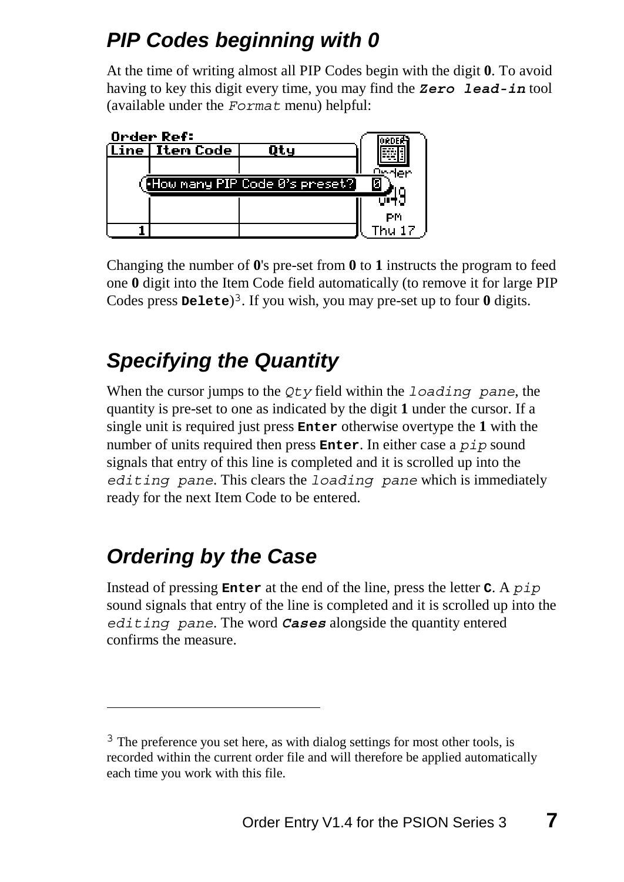## *PIP Codes beginning with 0*

At the time of writing almost all PIP Codes begin with the digit **0**. To avoid having to key this digit every time, you may find the ***Zero lead-in*** tool (available under the *Format* menu) helpful:

Changing the number of **0**'s pre-set from **0** to **1** instructs the program to feed one **0** digit into the Item Code field automatically (to remove it for large PIP Codes press **Delete**)[3]. If you wish, you may pre-set up to four **0** digits.

## *Specifying the Quantity*

When the cursor jumps to the *Qty* field within the *loading pane*, the quantity is pre-set to one as indicated by the digit **1** under the cursor. If a single unit is required just press **Enter** otherwise overtype the **1** with the number of units required then press **Enter**. In either case a *pip* sound signals that entry of this line is completed and it is scrolled up into the *editing pane*. This clears the *loading pane* which is immediately ready for the next Item Code to be entered.

## *Ordering by the Case*

Instead of pressing **Enter** at the end of the line, press the letter **C**. A *pip* sound signals that entry of the line is completed and it is scrolled up into the *editing pane*. The word ***Cases*** alongside the quantity entered confirms the measure.

---

[3] The preference you set here, as with dialog settings for most other tools, is recorded within the current order file and will therefore be applied automatically each time you work with this file.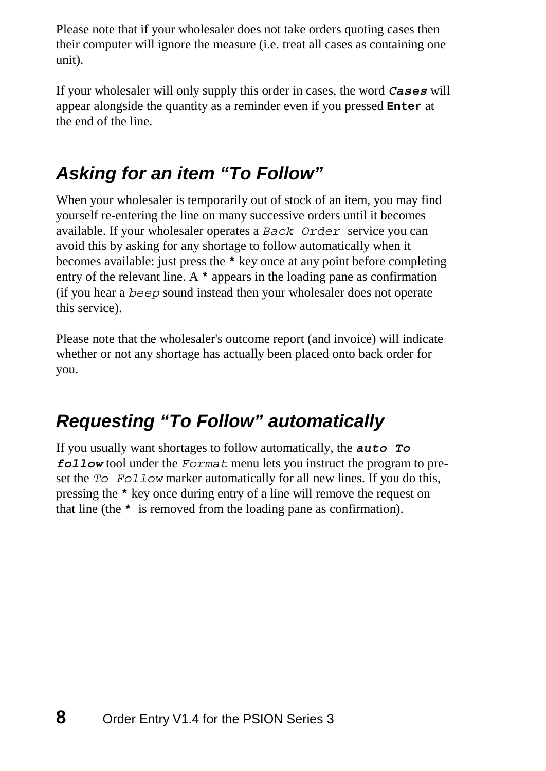Please note that if your wholesaler does not take orders quoting cases then their computer will ignore the measure (i.e. treat all cases as containing one unit).

If your wholesaler will only supply this order in cases, the word ***Cases*** will appear alongside the quantity as a reminder even if you pressed **Enter** at the end of the line.

## *Asking for an item "To Follow"*

When your wholesaler is temporarily out of stock of an item, you may find yourself re-entering the line on many successive orders until it becomes available. If your wholesaler operates a *Back Order* service you can avoid this by asking for any shortage to follow automatically when it becomes available: just press the **\*** key once at any point before completing entry of the relevant line. A **\*** appears in the loading pane as confirmation (if you hear a *beep* sound instead then your wholesaler does not operate this service).

Please note that the wholesaler's outcome report (and invoice) will indicate whether or not any shortage has actually been placed onto back order for you.

## *Requesting "To Follow" automatically*

If you usually want shortages to follow automatically, the ***auto To follow*** tool under the *Format* menu lets you instruct the program to pre-set the *To Follow* marker automatically for all new lines. If you do this, pressing the **\*** key once during entry of a line will remove the request on that line (the **\*** is removed from the loading pane as confirmation).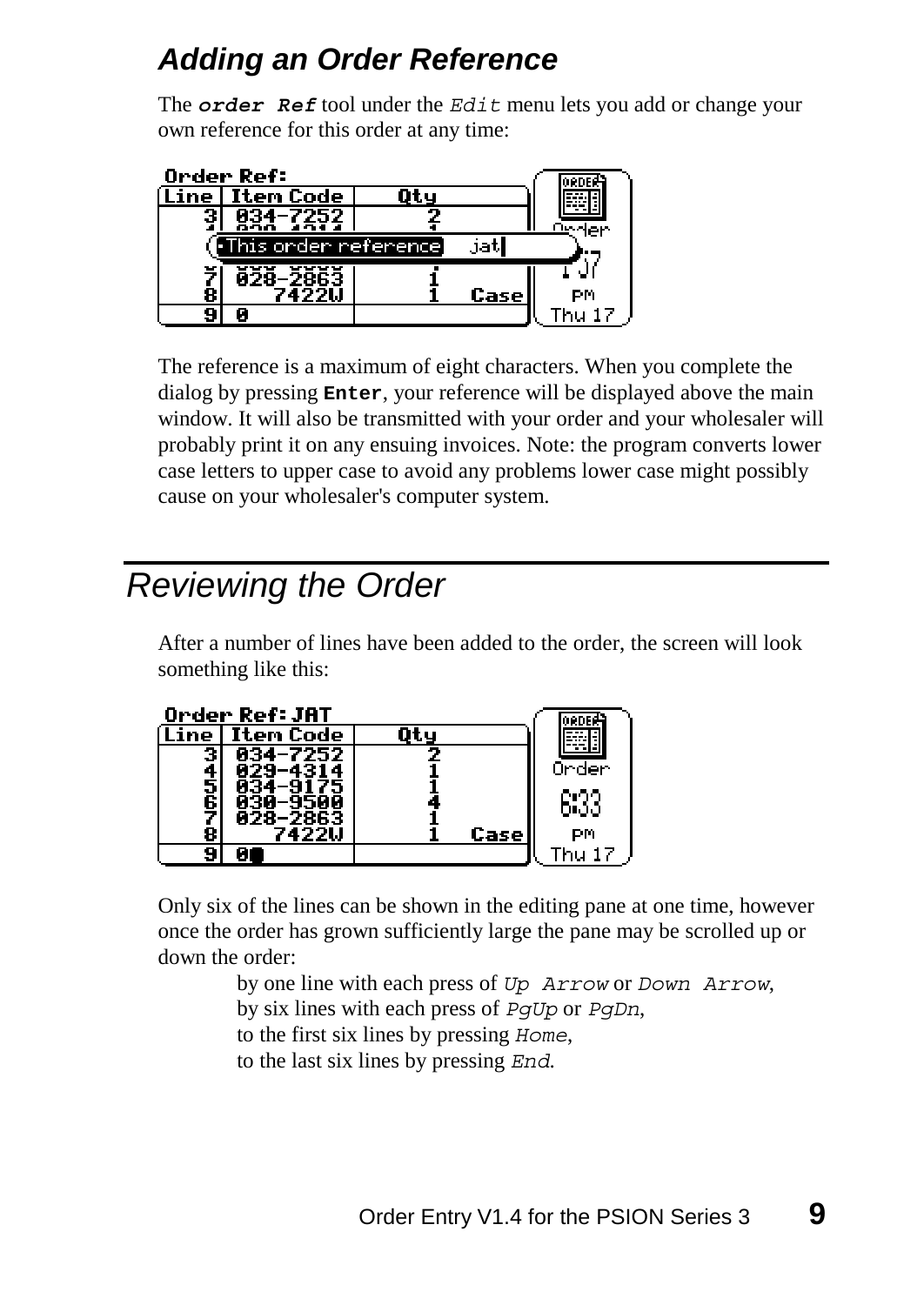### *Adding an Order Reference*

The ***order Ref*** tool under the *Edit* menu lets you add or change your own reference for this order at any time:

The reference is a maximum of eight characters. When you complete the dialog by pressing **Enter**, your reference will be displayed above the main window. It will also be transmitted with your order and your wholesaler will probably print it on any ensuing invoices. Note: the program converts lower case letters to upper case to avoid any problems lower case might possibly cause on your wholesaler's computer system.

## *Reviewing the Order*

After a number of lines have been added to the order, the screen will look something like this:

Only six of the lines can be shown in the editing pane at one time, however once the order has grown sufficiently large the pane may be scrolled up or down the order:

by one line with each press of *Up Arrow* or *Down Arrow*,
by six lines with each press of *PgUp* or *PgDn*,
to the first six lines by pressing *Home*,
to the last six lines by pressing *End*.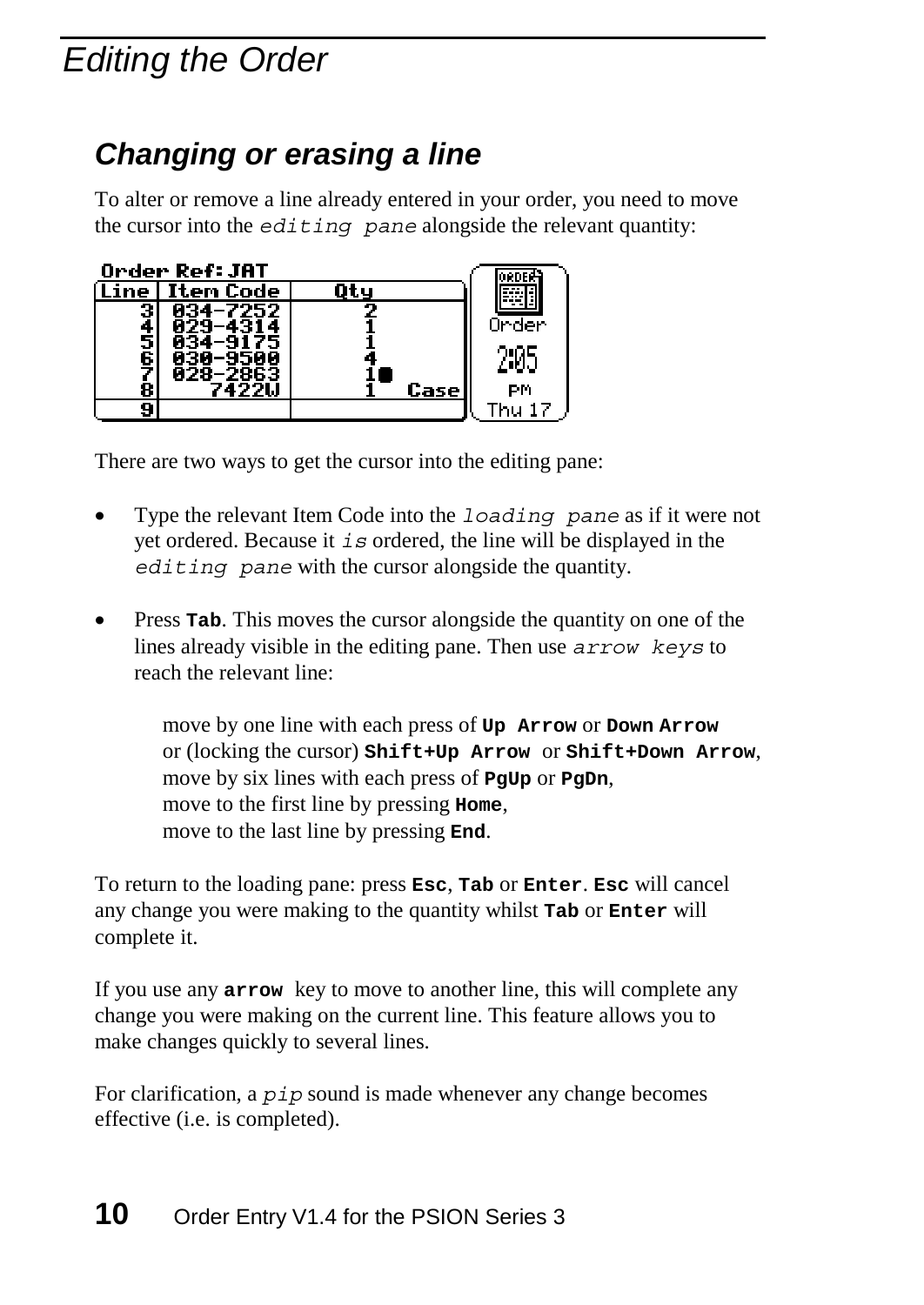# Editing the Order

## Changing or erasing a line

To alter or remove a line already entered in your order, you need to move the cursor into the `editing pane` alongside the relevant quantity:

```
Order Ref: JAT
Line | Item Code | Qty
   3 | 034-7252  |  2
   4 | 029-4314  |  1
   5 | 034-9175  |  1
   6 | 030-9500  |  4
   7 | 028-2863  |  1●
   8 |    7422W  |  1   Case
   9 |           |
```

There are two ways to get the cursor into the editing pane:

- Type the relevant Item Code into the `loading pane` as if it were not yet ordered. Because it `is` ordered, the line will be displayed in the `editing pane` with the cursor alongside the quantity.

- Press **Tab**. This moves the cursor alongside the quantity on one of the lines already visible in the editing pane. Then use `arrow keys` to reach the relevant line:

  move by one line with each press of **Up Arrow** or **Down Arrow**
  or (locking the cursor) **Shift+Up Arrow** or **Shift+Down Arrow**,
  move by six lines with each press of **PgUp** or **PgDn**,
  move to the first line by pressing **Home**,
  move to the last line by pressing **End**.

To return to the loading pane: press **Esc**, **Tab** or **Enter**. **Esc** will cancel any change you were making to the quantity whilst **Tab** or **Enter** will complete it.

If you use any **arrow** key to move to another line, this will complete any change you were making on the current line. This feature allows you to make changes quickly to several lines.

For clarification, a `pip` sound is made whenever any change becomes effective (i.e. is completed).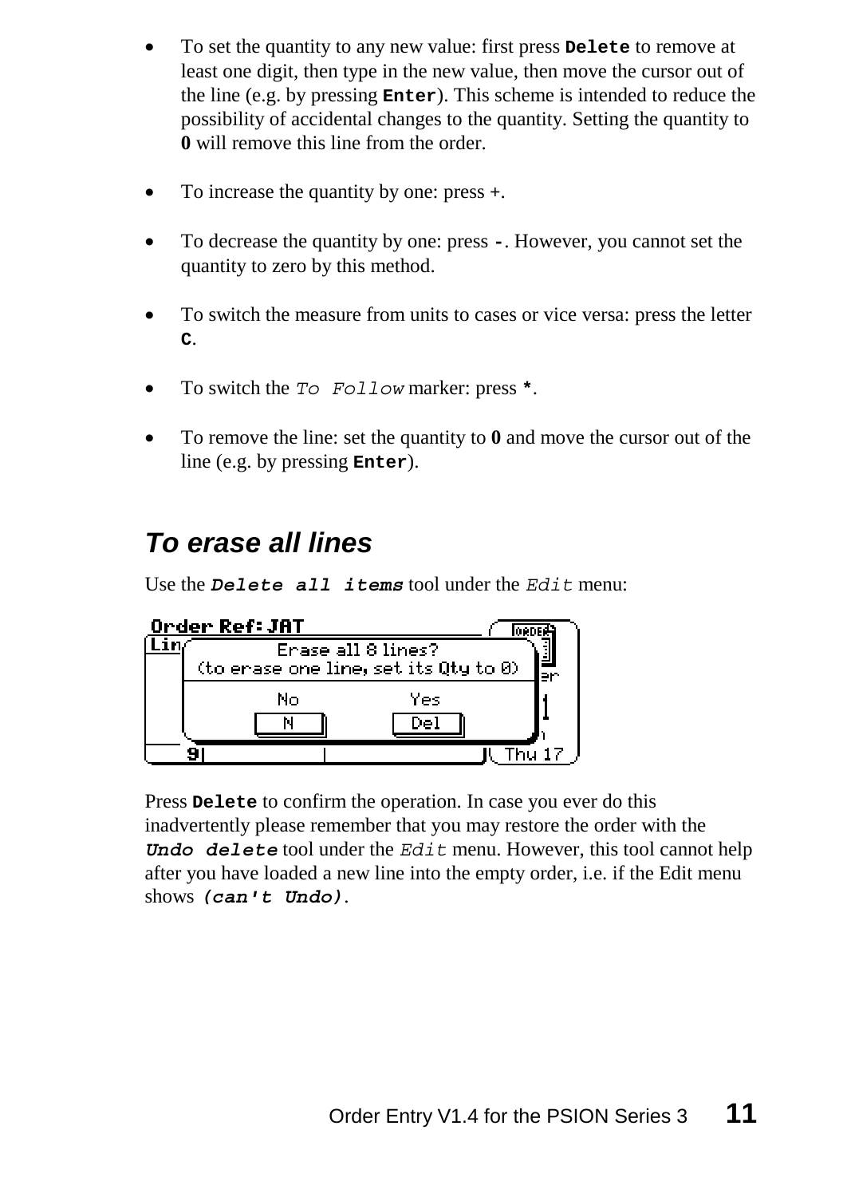- To set the quantity to any new value: first press **`Delete`** to remove at least one digit, then type in the new value, then move the cursor out of the line (e.g. by pressing **`Enter`**). This scheme is intended to reduce the possibility of accidental changes to the quantity. Setting the quantity to **0** will remove this line from the order.

- To increase the quantity by one: press `+`.

- To decrease the quantity by one: press **`-`**. However, you cannot set the quantity to zero by this method.

- To switch the measure from units to cases or vice versa: press the letter **`C`**.

- To switch the *`To Follow`* marker: press **`*`**.

- To remove the line: set the quantity to **`0`** and move the cursor out of the line (e.g. by pressing **`Enter`**).

## *To erase all lines*

Use the ***`Delete all items`*** tool under the *`Edit`* menu:

Press **`Delete`** to confirm the operation. In case you ever do this inadvertently please remember that you may restore the order with the ***`Undo delete`*** tool under the *`Edit`* menu. However, this tool cannot help after you have loaded a new line into the empty order, i.e. if the Edit menu shows ***`(can't Undo)`***.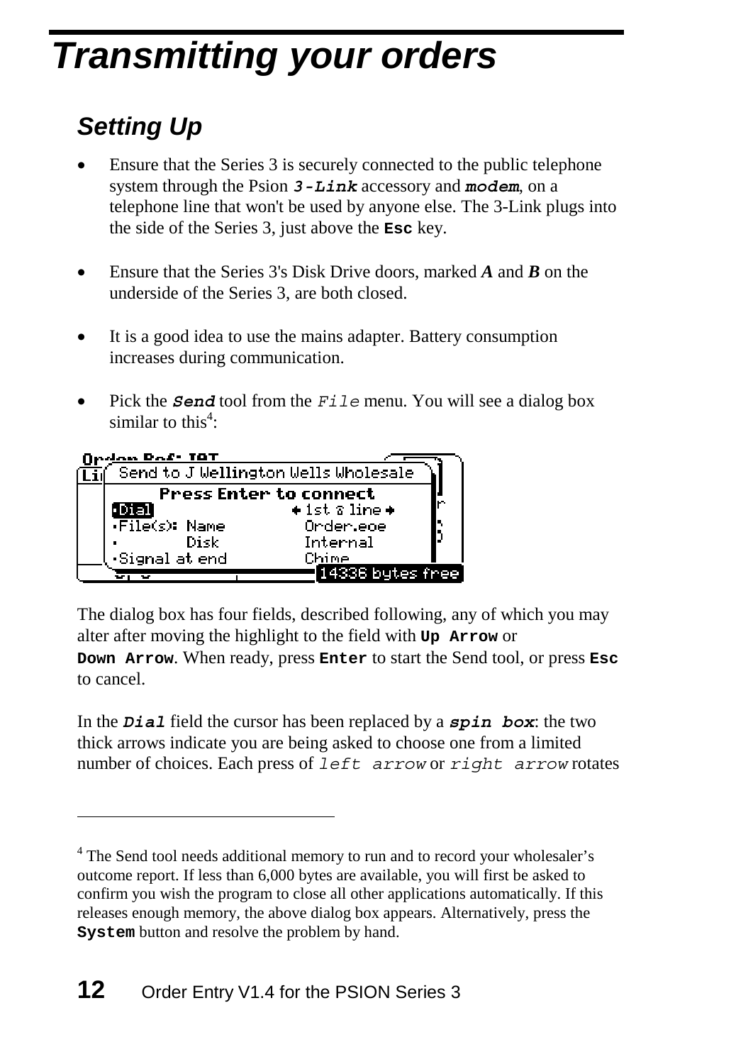# Transmitting your orders

## Setting Up

- Ensure that the Series 3 is securely connected to the public telephone system through the Psion ***3-Link*** accessory and ***modem***, on a telephone line that won't be used by anyone else. The 3-Link plugs into the side of the Series 3, just above the **Esc** key.
- Ensure that the Series 3's Disk Drive doors, marked ***A*** and ***B*** on the underside of the Series 3, are both closed.
- It is a good idea to use the mains adapter. Battery consumption increases during communication.
- Pick the ***Send*** tool from the *File* menu. You will see a dialog box similar to this[4]:

```
Send to J Wellington Wells Wholesale
        Press Enter to connect
·Dial                 ◆ 1st ☎ line ◆
·File(s): Name          Order.eoe
·         Disk          Internal
·Signal at end          Chime
                                  14336 bytes free
```

The dialog box has four fields, described following, any of which you may alter after moving the highlight to the field with **Up Arrow** or **Down Arrow**. When ready, press **Enter** to start the Send tool, or press **Esc** to cancel.

In the ***Dial*** field the cursor has been replaced by a ***spin box***: the two thick arrows indicate you are being asked to choose one from a limited number of choices. Each press of *left arrow* or *right arrow* rotates

---

[4] The Send tool needs additional memory to run and to record your wholesaler's outcome report. If less than 6,000 bytes are available, you will first be asked to confirm you wish the program to close all other applications automatically. If this releases enough memory, the above dialog box appears. Alternatively, press the **System** button and resolve the problem by hand.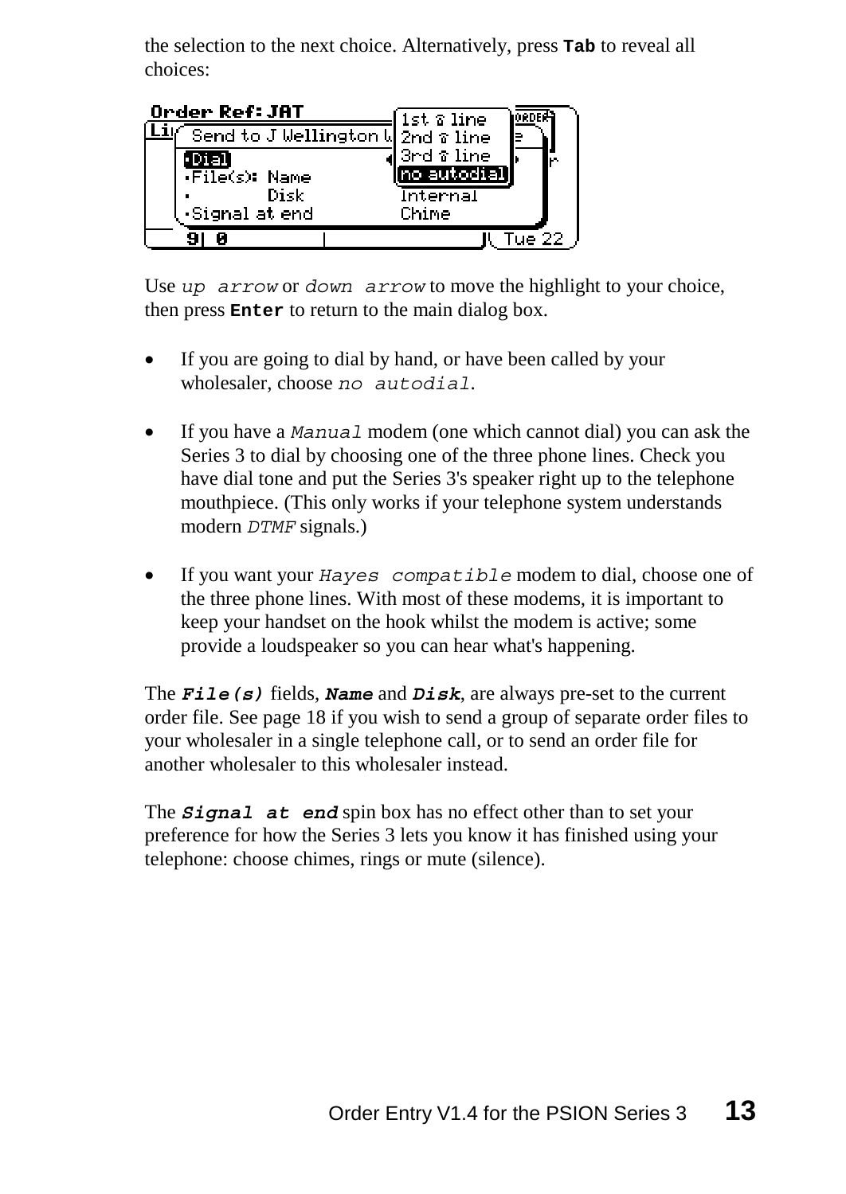the selection to the next choice. Alternatively, press **Tab** to reveal all choices:

Use *up arrow* or *down arrow* to move the highlight to your choice, then press **Enter** to return to the main dialog box.

- If you are going to dial by hand, or have been called by your wholesaler, choose *no autodial*.

- If you have a *Manual* modem (one which cannot dial) you can ask the Series 3 to dial by choosing one of the three phone lines. Check you have dial tone and put the Series 3's speaker right up to the telephone mouthpiece. (This only works if your telephone system understands modern *DTMF* signals.)

- If you want your *Hayes compatible* modem to dial, choose one of the three phone lines. With most of these modems, it is important to keep your handset on the hook whilst the modem is active; some provide a loudspeaker so you can hear what's happening.

The ***File(s)*** fields, ***Name*** and ***Disk***, are always pre-set to the current order file. See page 18 if you wish to send a group of separate order files to your wholesaler in a single telephone call, or to send an order file for another wholesaler to this wholesaler instead.

The ***Signal at end*** spin box has no effect other than to set your preference for how the Series 3 lets you know it has finished using your telephone: choose chimes, rings or mute (silence).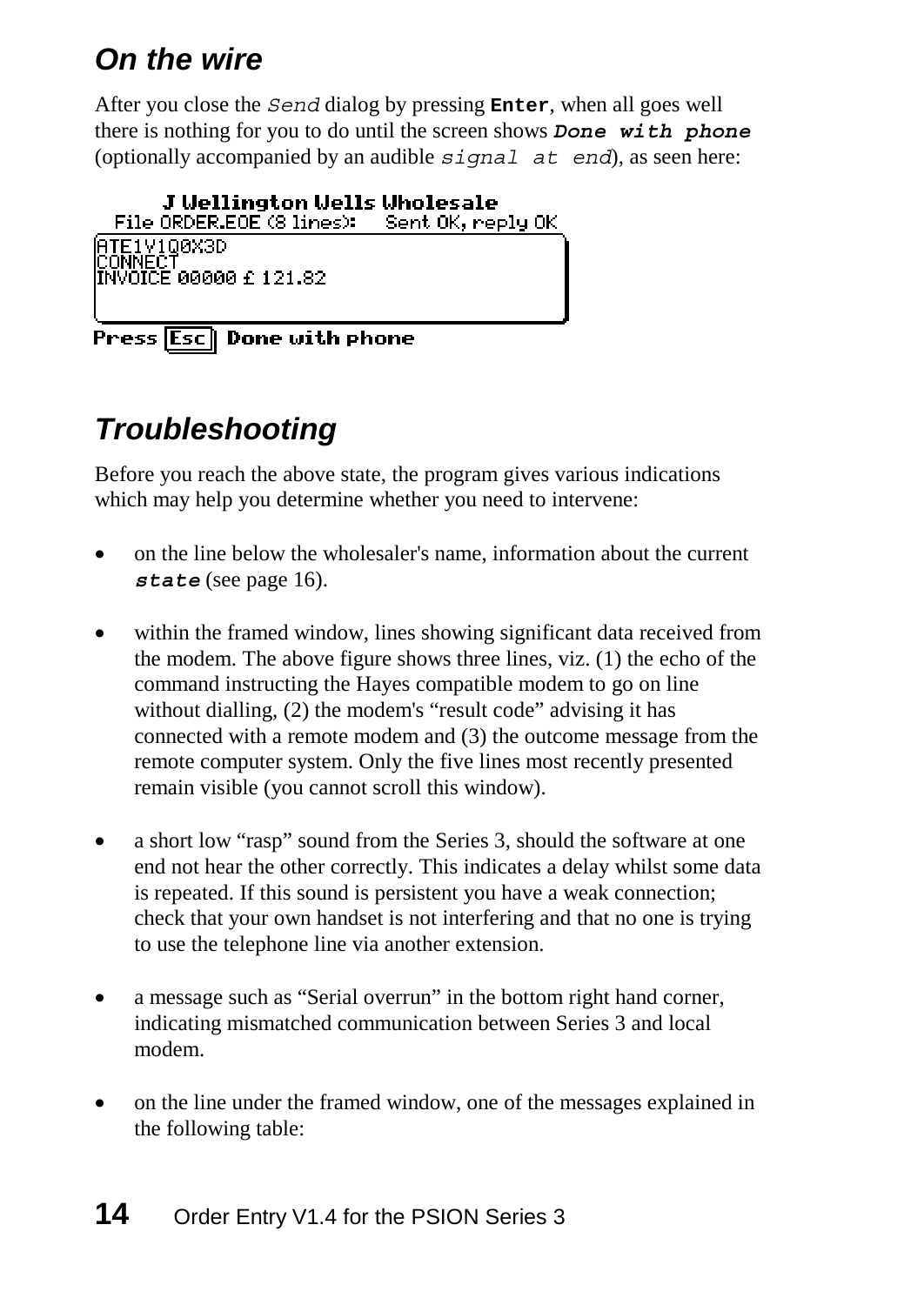## *On the wire*

After you close the *Send* dialog by pressing **Enter**, when all goes well there is nothing for you to do until the screen shows ***Done with phone*** (optionally accompanied by an audible *signal at end*), as seen here:

```
J Wellington Wells Wholesale
File ORDER.EOE (8 lines):    Sent OK, reply OK
ATE1V1Q0X3D
CONNECT
INVOICE 00000 £ 121.82

Press [Esc] Done with phone
```

## *Troubleshooting*

Before you reach the above state, the program gives various indications which may help you determine whether you need to intervene:

- on the line below the wholesaler's name, information about the current ***state*** (see page 16).

- within the framed window, lines showing significant data received from the modem. The above figure shows three lines, viz. (1) the echo of the command instructing the Hayes compatible modem to go on line without dialling, (2) the modem's "result code" advising it has connected with a remote modem and (3) the outcome message from the remote computer system. Only the five lines most recently presented remain visible (you cannot scroll this window).

- a short low "rasp" sound from the Series 3, should the software at one end not hear the other correctly. This indicates a delay whilst some data is repeated. If this sound is persistent you have a weak connection; check that your own handset is not interfering and that no one is trying to use the telephone line via another extension.

- a message such as "Serial overrun" in the bottom right hand corner, indicating mismatched communication between Series 3 and local modem.

- on the line under the framed window, one of the messages explained in the following table: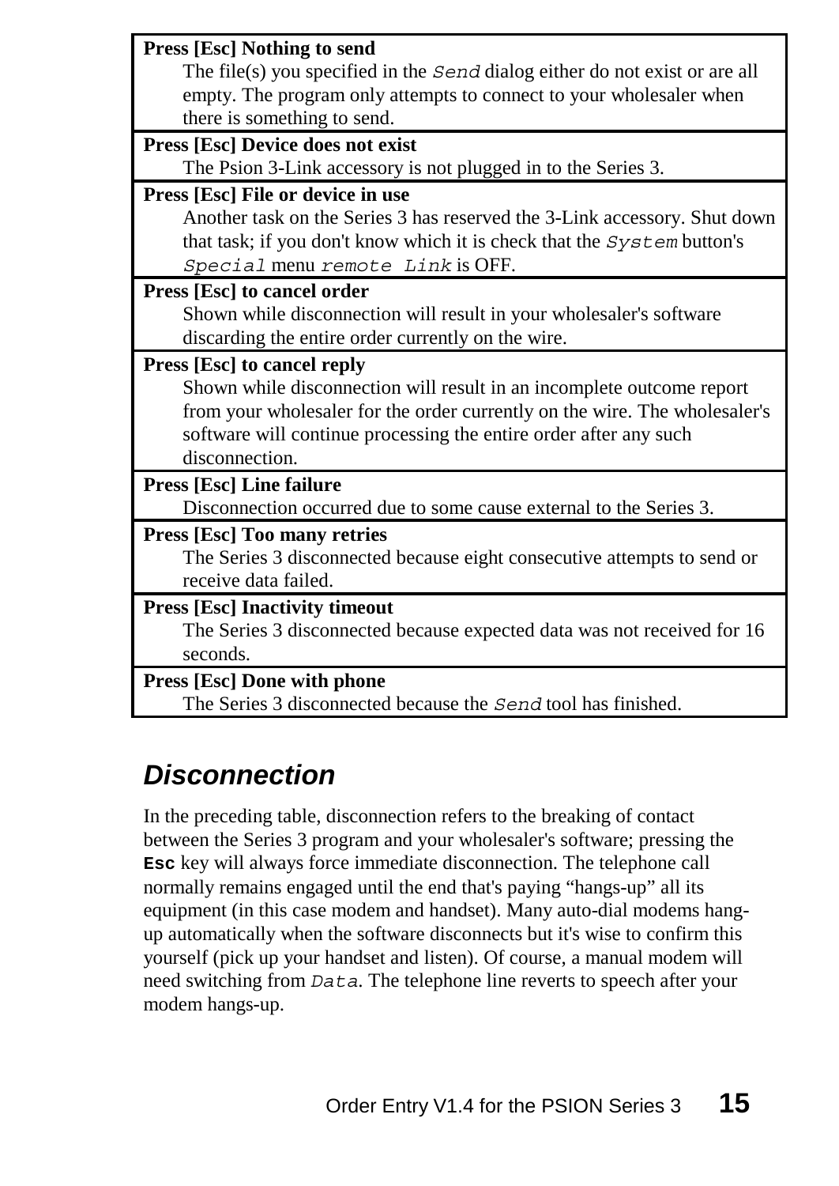| Message | Description |
| --- | --- |
| **Press [Esc] Nothing to send** | The file(s) you specified in the `Send` dialog either do not exist or are all empty. The program only attempts to connect to your wholesaler when there is something to send. |
| **Press [Esc] Device does not exist** | The Psion 3-Link accessory is not plugged in to the Series 3. |
| **Press [Esc] File or device in use** | Another task on the Series 3 has reserved the 3-Link accessory. Shut down that task; if you don't know which it is check that the `System` button's `Special` menu `remote Link` is OFF. |
| **Press [Esc] to cancel order** | Shown while disconnection will result in your wholesaler's software discarding the entire order currently on the wire. |
| **Press [Esc] to cancel reply** | Shown while disconnection will result in an incomplete outcome report from your wholesaler for the order currently on the wire. The wholesaler's software will continue processing the entire order after any such disconnection. |
| **Press [Esc] Line failure** | Disconnection occurred due to some cause external to the Series 3. |
| **Press [Esc] Too many retries** | The Series 3 disconnected because eight consecutive attempts to send or receive data failed. |
| **Press [Esc] Inactivity timeout** | The Series 3 disconnected because expected data was not received for 16 seconds. |
| **Press [Esc] Done with phone** | The Series 3 disconnected because the `Send` tool has finished. |

## *Disconnection*

In the preceding table, disconnection refers to the breaking of contact between the Series 3 program and your wholesaler's software; pressing the **Esc** key will always force immediate disconnection. The telephone call normally remains engaged until the end that's paying “hangs-up” all its equipment (in this case modem and handset). Many auto-dial modems hang-up automatically when the software disconnects but it's wise to confirm this yourself (pick up your handset and listen). Of course, a manual modem will need switching from `Data`. The telephone line reverts to speech after your modem hangs-up.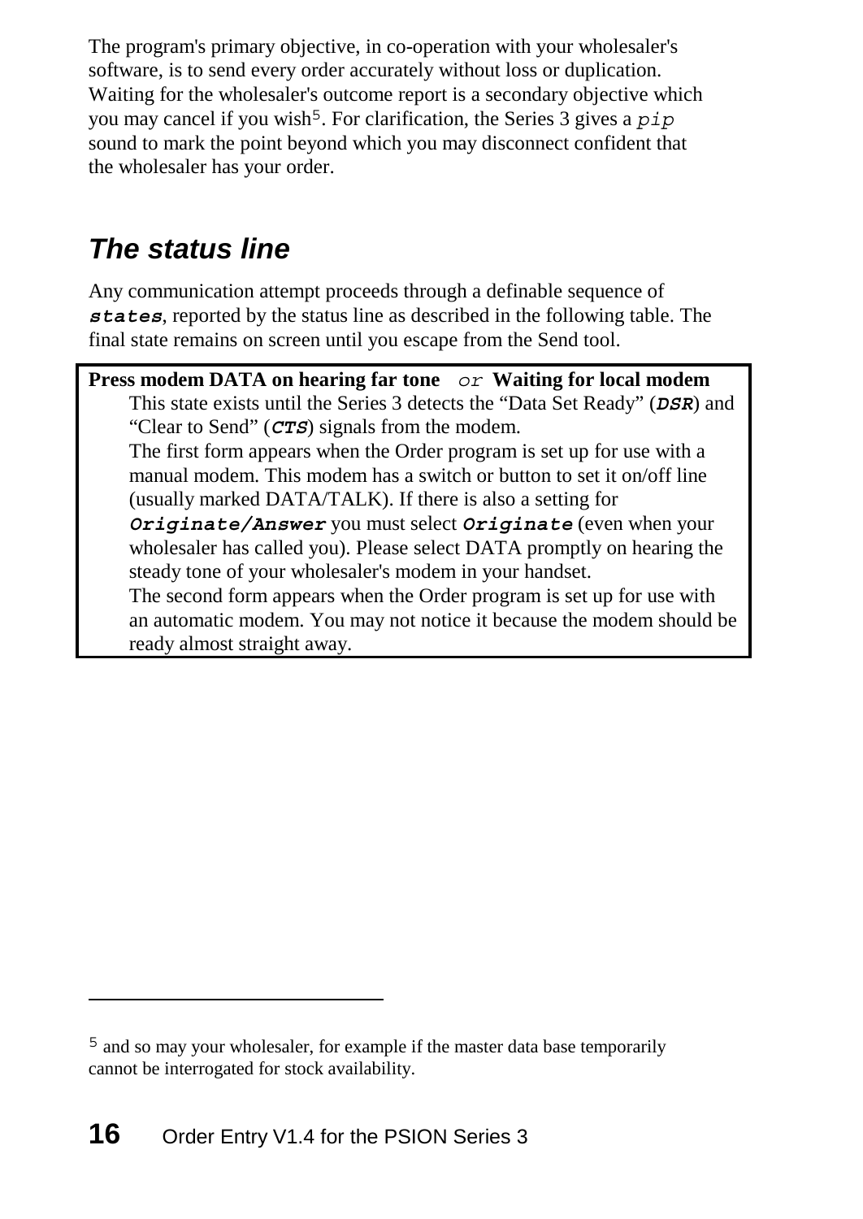The program's primary objective, in co-operation with your wholesaler's software, is to send every order accurately without loss or duplication. Waiting for the wholesaler's outcome report is a secondary objective which you may cancel if you wish[5]. For clarification, the Series 3 gives a `pip` sound to mark the point beyond which you may disconnect confident that the wholesaler has your order.

## The status line

Any communication attempt proceeds through a definable sequence of ***states***, reported by the status line as described in the following table. The final state remains on screen until you escape from the Send tool.

| **Press modem DATA on hearing far tone** *or* **Waiting for local modem** |
|---|
| This state exists until the Series 3 detects the “Data Set Ready” (***DSR***) and “Clear to Send” (***CTS***) signals from the modem.<br>The first form appears when the Order program is set up for use with a manual modem. This modem has a switch or button to set it on/off line (usually marked DATA/TALK). If there is also a setting for ***Originate/Answer*** you must select ***Originate*** (even when your wholesaler has called you). Please select DATA promptly on hearing the steady tone of your wholesaler's modem in your handset.<br>The second form appears when the Order program is set up for use with an automatic modem. You may not notice it because the modem should be ready almost straight away. |

---

[5] and so may your wholesaler, for example if the master data base temporarily cannot be interrogated for stock availability.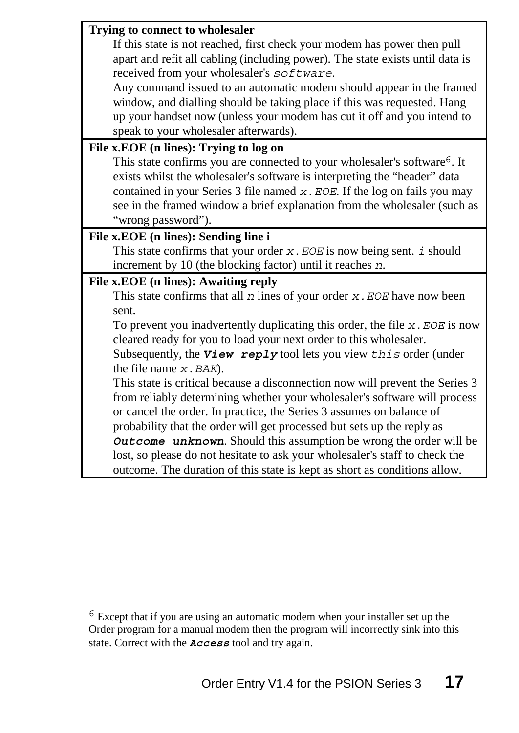**Trying to connect to wholesaler**

If this state is not reached, first check your modem has power then pull apart and refit all cabling (including power). The state exists until data is received from your wholesaler's `software`.

Any command issued to an automatic modem should appear in the framed window, and dialling should be taking place if this was requested. Hang up your handset now (unless your modem has cut it off and you intend to speak to your wholesaler afterwards).

**File x.EOE (n lines): Trying to log on**

This state confirms you are connected to your wholesaler's software[6]. It exists whilst the wholesaler's software is interpreting the "header" data contained in your Series 3 file named *x.EOE*. If the log on fails you may see in the framed window a brief explanation from the wholesaler (such as "wrong password").

**File x.EOE (n lines): Sending line i**

This state confirms that your order *x.EOE* is now being sent. *i* should increment by 10 (the blocking factor) until it reaches *n*.

**File x.EOE (n lines): Awaiting reply**

This state confirms that all *n* lines of your order *x.EOE* have now been sent.

To prevent you inadvertently duplicating this order, the file *x.EOE* is now cleared ready for you to load your next order to this wholesaler. Subsequently, the ***View reply*** tool lets you view *this* order (under the file name *x.BAK*).

This state is critical because a disconnection now will prevent the Series 3 from reliably determining whether your wholesaler's software will process or cancel the order. In practice, the Series 3 assumes on balance of probability that the order will get processed but sets up the reply as ***Outcome unknown***. Should this assumption be wrong the order will be lost, so please do not hesitate to ask your wholesaler's staff to check the outcome. The duration of this state is kept as short as conditions allow.

---

[6] Except that if you are using an automatic modem when your installer set up the Order program for a manual modem then the program will incorrectly sink into this state. Correct with the ***Access*** tool and try again.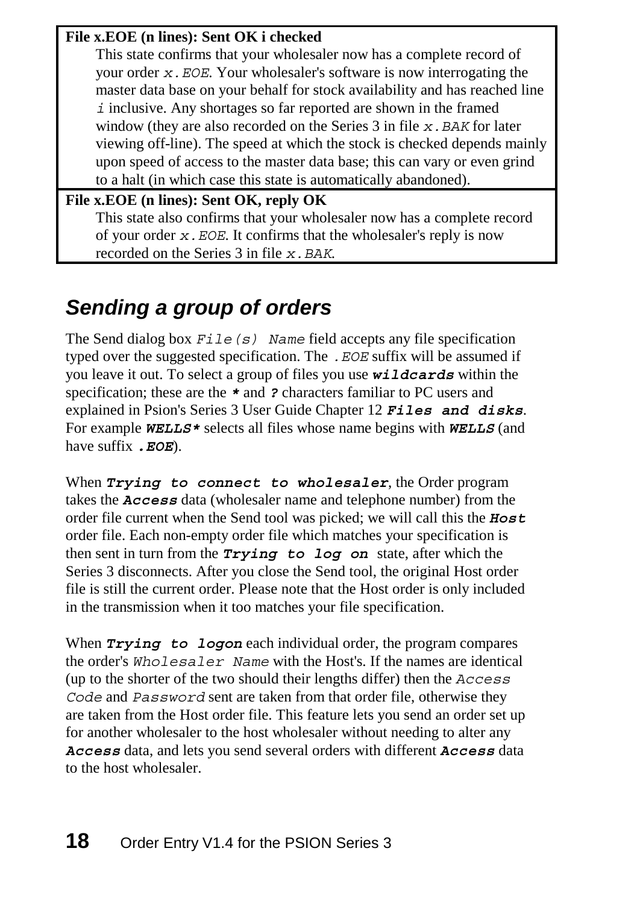| |
|---|
| **File x.EOE (n lines): Sent OK i checked**<br>This state confirms that your wholesaler now has a complete record of your order *x.EOE*. Your wholesaler's software is now interrogating the master data base on your behalf for stock availability and has reached line *i* inclusive. Any shortages so far reported are shown in the framed window (they are also recorded on the Series 3 in file *x.BAK* for later viewing off-line). The speed at which the stock is checked depends mainly upon speed of access to the master data base; this can vary or even grind to a halt (in which case this state is automatically abandoned). |
| **File x.EOE (n lines): Sent OK, reply OK**<br>This state also confirms that your wholesaler now has a complete record of your order *x.EOE*. It confirms that the wholesaler's reply is now recorded on the Series 3 in file *x.BAK*. |

## Sending a group of orders

The Send dialog box *File(s) Name* field accepts any file specification typed over the suggested specification. The *.EOE* suffix will be assumed if you leave it out. To select a group of files you use ***wildcards*** within the specification; these are the ***** and ***?*** characters familiar to PC users and explained in Psion's Series 3 User Guide Chapter 12 ***Files and disks***. For example ***WELLS**** selects all files whose name begins with ***WELLS*** (and have suffix ***.EOE***).

When ***Trying to connect to wholesaler***, the Order program takes the ***Access*** data (wholesaler name and telephone number) from the order file current when the Send tool was picked; we will call this the ***Host*** order file. Each non-empty order file which matches your specification is then sent in turn from the ***Trying to log on*** state, after which the Series 3 disconnects. After you close the Send tool, the original Host order file is still the current order. Please note that the Host order is only included in the transmission when it too matches your file specification.

When ***Trying to logon*** each individual order, the program compares the order's *Wholesaler Name* with the Host's. If the names are identical (up to the shorter of the two should their lengths differ) then the *Access Code* and *Password* sent are taken from that order file, otherwise they are taken from the Host order file. This feature lets you send an order set up for another wholesaler to the host wholesaler without needing to alter any ***Access*** data, and lets you send several orders with different ***Access*** data to the host wholesaler.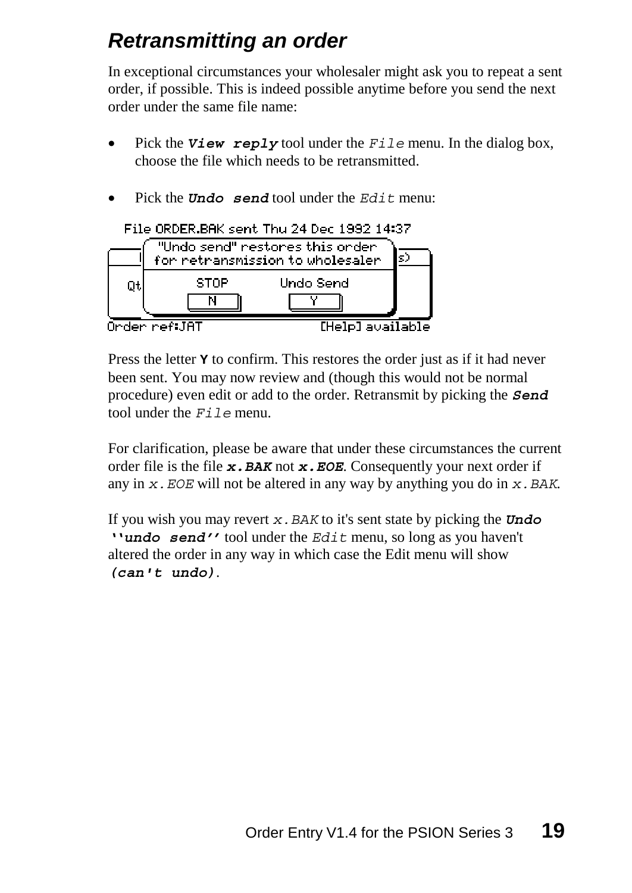## *Retransmitting an order*

In exceptional circumstances your wholesaler might ask you to repeat a sent order, if possible. This is indeed possible anytime before you send the next order under the same file name:

- Pick the ***View reply*** tool under the *File* menu. In the dialog box, choose the file which needs to be retransmitted.

- Pick the ***Undo send*** tool under the *Edit* menu:

```
File ORDER.BAK sent Thu 24 Dec 1992 14:37
  "Undo send" restores this order
  for retransmission to wholesaler
      STOP          Undo Send
      [N]           [Y]
Order ref:JAT                [Help] available
```

Press the letter **Y** to confirm. This restores the order just as if it had never been sent. You may now review and (though this would not be normal procedure) even edit or add to the order. Retransmit by picking the ***Send*** tool under the *File* menu.

For clarification, please be aware that under these circumstances the current order file is the file ***x.BAK*** not ***x.EOE***. Consequently your next order if any in *x.EOE* will not be altered in any way by anything you do in *x.BAK*.

If you wish you may revert *x.BAK* to it's sent state by picking the ***Undo ''undo send''*** tool under the *Edit* menu, so long as you haven't altered the order in any way in which case the Edit menu will show ***(can't undo)***.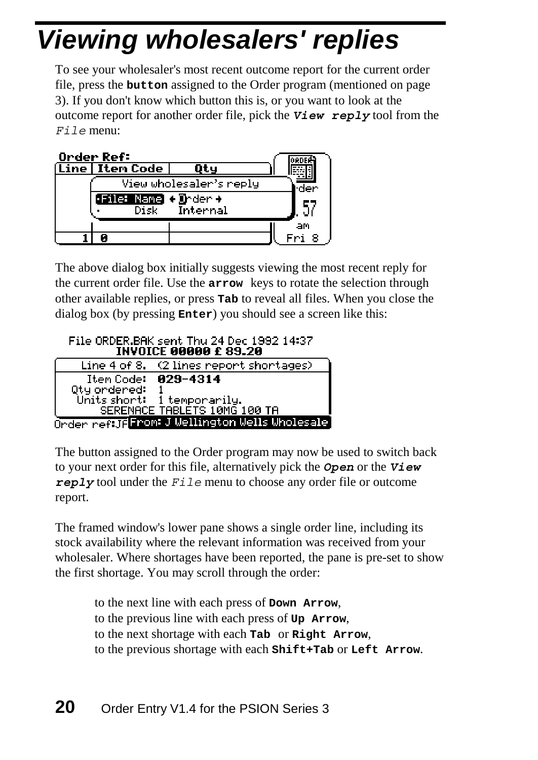# Viewing wholesalers' replies

To see your wholesaler's most recent outcome report for the current order file, press the **button** assigned to the Order program (mentioned on page 3). If you don't know which button this is, or you want to look at the outcome report for another order file, pick the ***View reply*** tool from the *File* menu:

The above dialog box initially suggests viewing the most recent reply for the current order file. Use the **arrow** keys to rotate the selection through other available replies, or press **Tab** to reveal all files. When you close the dialog box (by pressing **Enter**) you should see a screen like this:

The button assigned to the Order program may now be used to switch back to your next order for this file, alternatively pick the ***Open*** or the ***View reply*** tool under the *File* menu to choose any order file or outcome report.

The framed window's lower pane shows a single order line, including its stock availability where the relevant information was received from your wholesaler. Where shortages have been reported, the pane is pre-set to show the first shortage. You may scroll through the order:

to the next line with each press of **Down Arrow**,
to the previous line with each press of **Up Arrow**,
to the next shortage with each **Tab** or **Right Arrow**,
to the previous shortage with each **Shift+Tab** or **Left Arrow**.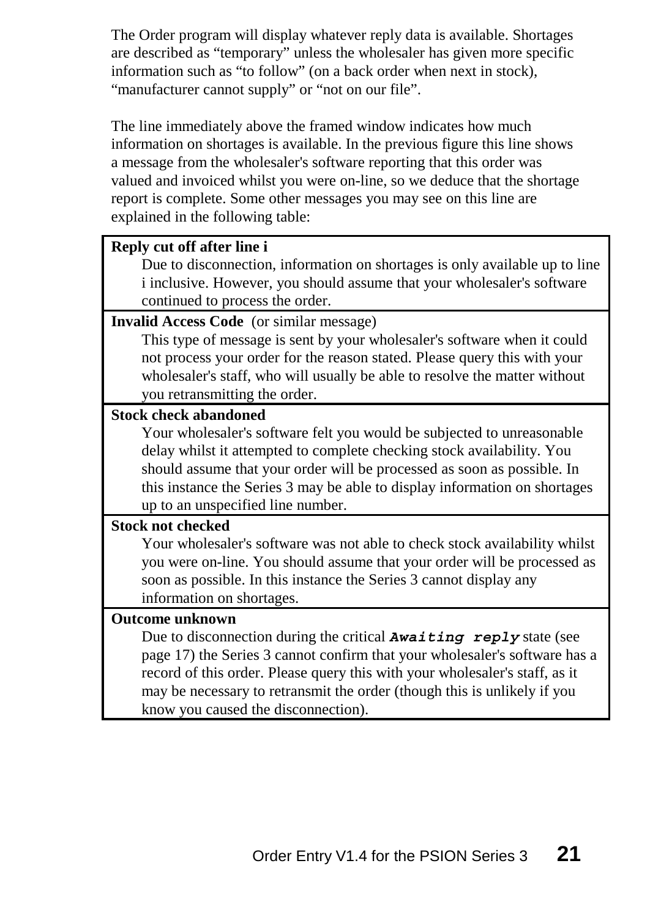The Order program will display whatever reply data is available. Shortages are described as “temporary” unless the wholesaler has given more specific information such as “to follow” (on a back order when next in stock), “manufacturer cannot supply” or “not on our file”.

The line immediately above the framed window indicates how much information on shortages is available. In the previous figure this line shows a message from the wholesaler's software reporting that this order was valued and invoiced whilst you were on-line, so we deduce that the shortage report is complete. Some other messages you may see on this line are explained in the following table:

| Message |
|---|
| **Reply cut off after line i**<br>Due to disconnection, information on shortages is only available up to line i inclusive. However, you should assume that your wholesaler's software continued to process the order. |
| **Invalid Access Code** (or similar message)<br>This type of message is sent by your wholesaler's software when it could not process your order for the reason stated. Please query this with your wholesaler's staff, who will usually be able to resolve the matter without you retransmitting the order. |
| **Stock check abandoned**<br>Your wholesaler's software felt you would be subjected to unreasonable delay whilst it attempted to complete checking stock availability. You should assume that your order will be processed as soon as possible. In this instance the Series 3 may be able to display information on shortages up to an unspecified line number. |
| **Stock not checked**<br>Your wholesaler's software was not able to check stock availability whilst you were on-line. You should assume that your order will be processed as soon as possible. In this instance the Series 3 cannot display any information on shortages. |
| **Outcome unknown**<br>Due to disconnection during the critical ***`Awaiting reply`*** state (see page 17) the Series 3 cannot confirm that your wholesaler's software has a record of this order. Please query this with your wholesaler's staff, as it may be necessary to retransmit the order (though this is unlikely if you know you caused the disconnection). |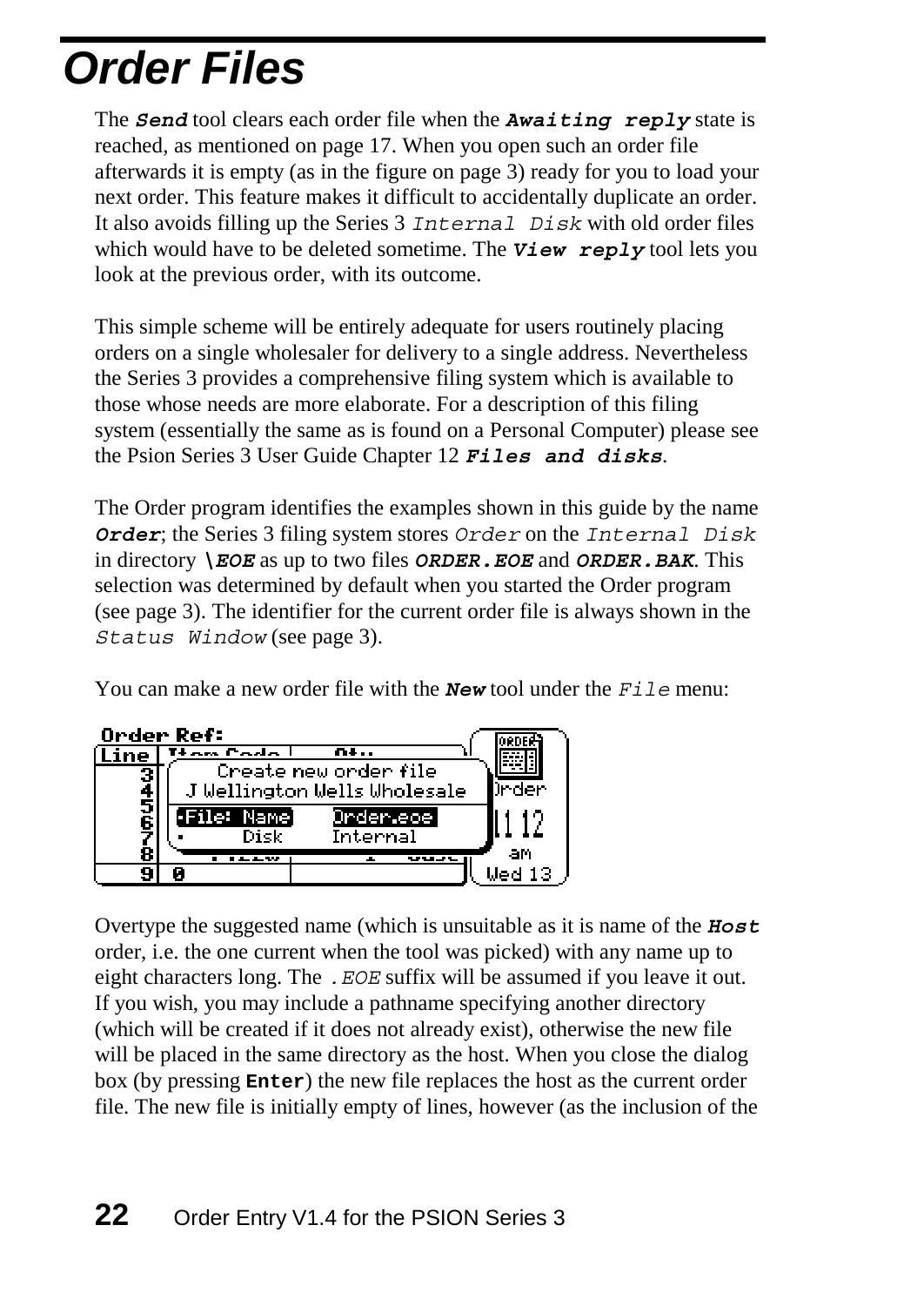# Order Files

The ***Send*** tool clears each order file when the ***Awaiting reply*** state is reached, as mentioned on page 17. When you open such an order file afterwards it is empty (as in the figure on page 3) ready for you to load your next order. This feature makes it difficult to accidentally duplicate an order. It also avoids filling up the Series 3 *Internal Disk* with old order files which would have to be deleted sometime. The ***View reply*** tool lets you look at the previous order, with its outcome.

This simple scheme will be entirely adequate for users routinely placing orders on a single wholesaler for delivery to a single address. Nevertheless the Series 3 provides a comprehensive filing system which is available to those whose needs are more elaborate. For a description of this filing system (essentially the same as is found on a Personal Computer) please see the Psion Series 3 User Guide Chapter 12 ***Files and disks***.

The Order program identifies the examples shown in this guide by the name ***Order***; the Series 3 filing system stores *Order* on the *Internal Disk* in directory ***\EOE*** as up to two files ***ORDER.EOE*** and ***ORDER.BAK***. This selection was determined by default when you started the Order program (see page 3). The identifier for the current order file is always shown in the *Status Window* (see page 3).

You can make a new order file with the ***New*** tool under the *File* menu:

```
Order Ref:
Line | Item Code |   Qty
  3  ┌─────────────────────────────┐   Order
  4  │   Create new order file      │
  5  │ J Wellington Wells Wholesale │
  6  │ •File: Name     Order.eoe    │   11 12
  7  │ •      Disk     Internal     │
  8  └─────────────────────────────┘   am
  9  0                                  Wed 13
```

Overtype the suggested name (which is unsuitable as it is name of the ***Host*** order, i.e. the one current when the tool was picked) with any name up to eight characters long. The *.EOE* suffix will be assumed if you leave it out. If you wish, you may include a pathname specifying another directory (which will be created if it does not already exist), otherwise the new file will be placed in the same directory as the host. When you close the dialog box (by pressing **Enter**) the new file replaces the host as the current order file. The new file is initially empty of lines, however (as the inclusion of the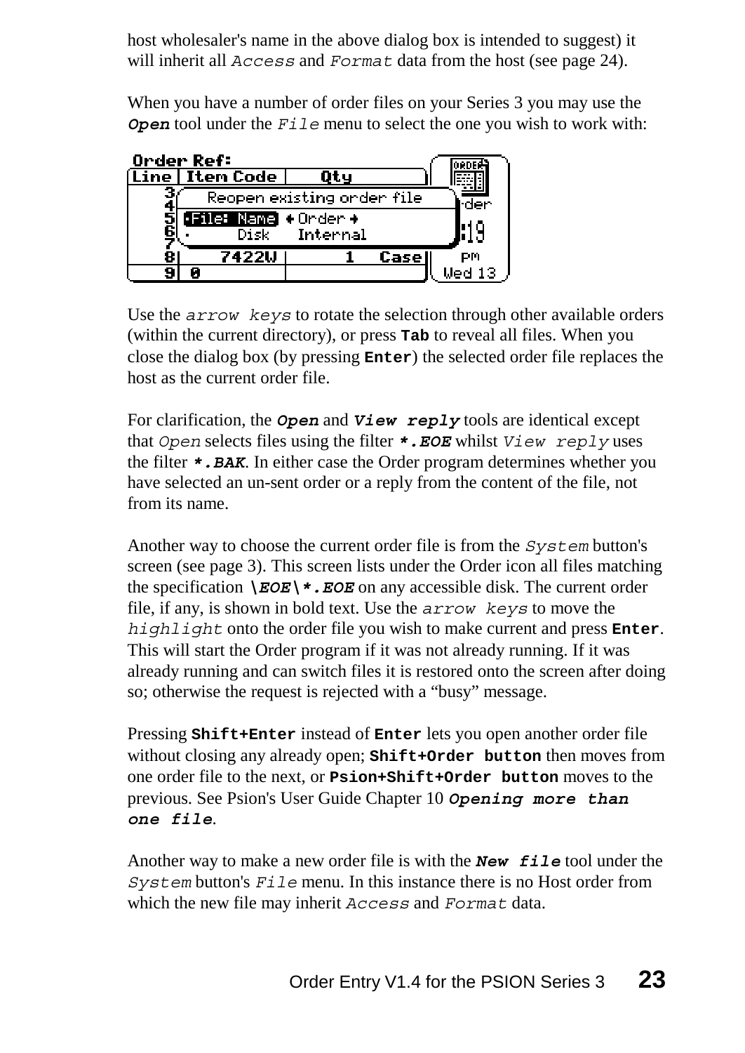host wholesaler's name in the above dialog box is intended to suggest) it will inherit all `Access` and `Format` data from the host (see page 24).

When you have a number of order files on your Series 3 you may use the ***Open*** tool under the `File` menu to select the one you wish to work with:

Use the `arrow keys` to rotate the selection through other available orders (within the current directory), or press **Tab** to reveal all files. When you close the dialog box (by pressing **Enter**) the selected order file replaces the host as the current order file.

For clarification, the ***Open*** and ***View reply*** tools are identical except that `Open` selects files using the filter ***.EOE*** whilst `View reply` uses the filter ***.BAK***. In either case the Order program determines whether you have selected an un-sent order or a reply from the content of the file, not from its name.

Another way to choose the current order file is from the `System` button's screen (see page 3). This screen lists under the Order icon all files matching the specification ***\EOE\*.EOE*** on any accessible disk. The current order file, if any, is shown in bold text. Use the `arrow keys` to move the `highlight` onto the order file you wish to make current and press **Enter**. This will start the Order program if it was not already running. If it was already running and can switch files it is restored onto the screen after doing so; otherwise the request is rejected with a "busy" message.

Pressing **Shift+Enter** instead of **Enter** lets you open another order file without closing any already open; **Shift+Order button** then moves from one order file to the next, or **Psion+Shift+Order button** moves to the previous. See Psion's User Guide Chapter 10 ***Opening more than one file***.

Another way to make a new order file is with the ***New file*** tool under the `System` button's `File` menu. In this instance there is no Host order from which the new file may inherit `Access` and `Format` data.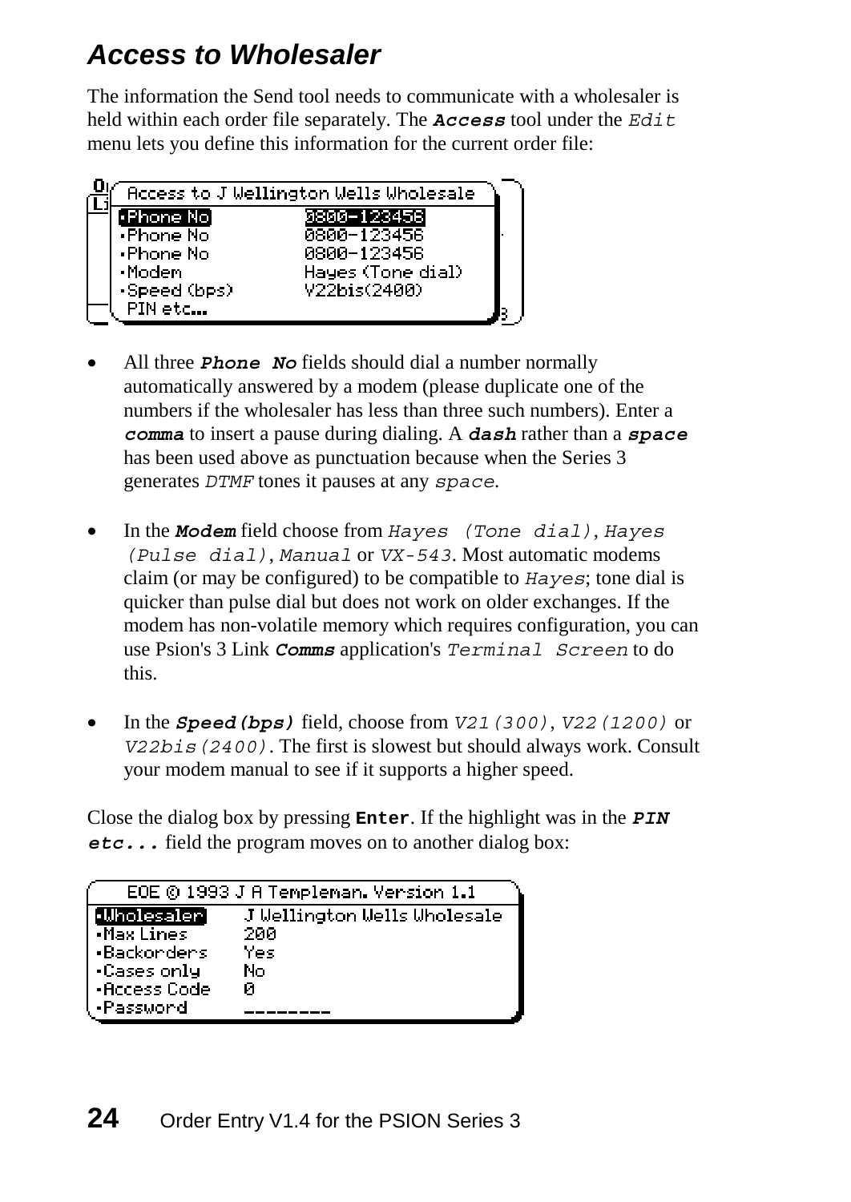## *Access to Wholesaler*

The information the Send tool needs to communicate with a wholesaler is held within each order file separately. The ***Access*** tool under the *Edit* menu lets you define this information for the current order file:

```
Access to J Wellington Wells Wholesale
·Phone No         0800-123456
·Phone No         0800-123456
·Phone No         0800-123456
·Modem            Hayes (Tone dial)
·Speed (bps)      V22bis(2400)
 PIN etc...
```

- All three ***Phone No*** fields should dial a number normally automatically answered by a modem (please duplicate one of the numbers if the wholesaler has less than three such numbers). Enter a ***comma*** to insert a pause during dialing. A ***dash*** rather than a ***space*** has been used above as punctuation because when the Series 3 generates *DTMF* tones it pauses at any *space*.

- In the ***Modem*** field choose from *Hayes (Tone dial)*, *Hayes (Pulse dial)*, *Manual* or *VX-543*. Most automatic modems claim (or may be configured) to be compatible to *Hayes*; tone dial is quicker than pulse dial but does not work on older exchanges. If the modem has non-volatile memory which requires configuration, you can use Psion's 3 Link ***Comms*** application's *Terminal Screen* to do this.

- In the ***Speed(bps)*** field, choose from *V21(300)*, *V22(1200)* or *V22bis(2400)*. The first is slowest but should always work. Consult your modem manual to see if it supports a higher speed.

Close the dialog box by pressing **Enter**. If the highlight was in the ***PIN etc...*** field the program moves on to another dialog box:

```
EOE © 1993 J A Templeman. Version 1.1
·Wholesaler       J Wellington Wells Wholesale
·Max Lines        200
·Backorders       Yes
·Cases only       No
·Access Code      0
·Password         ________
```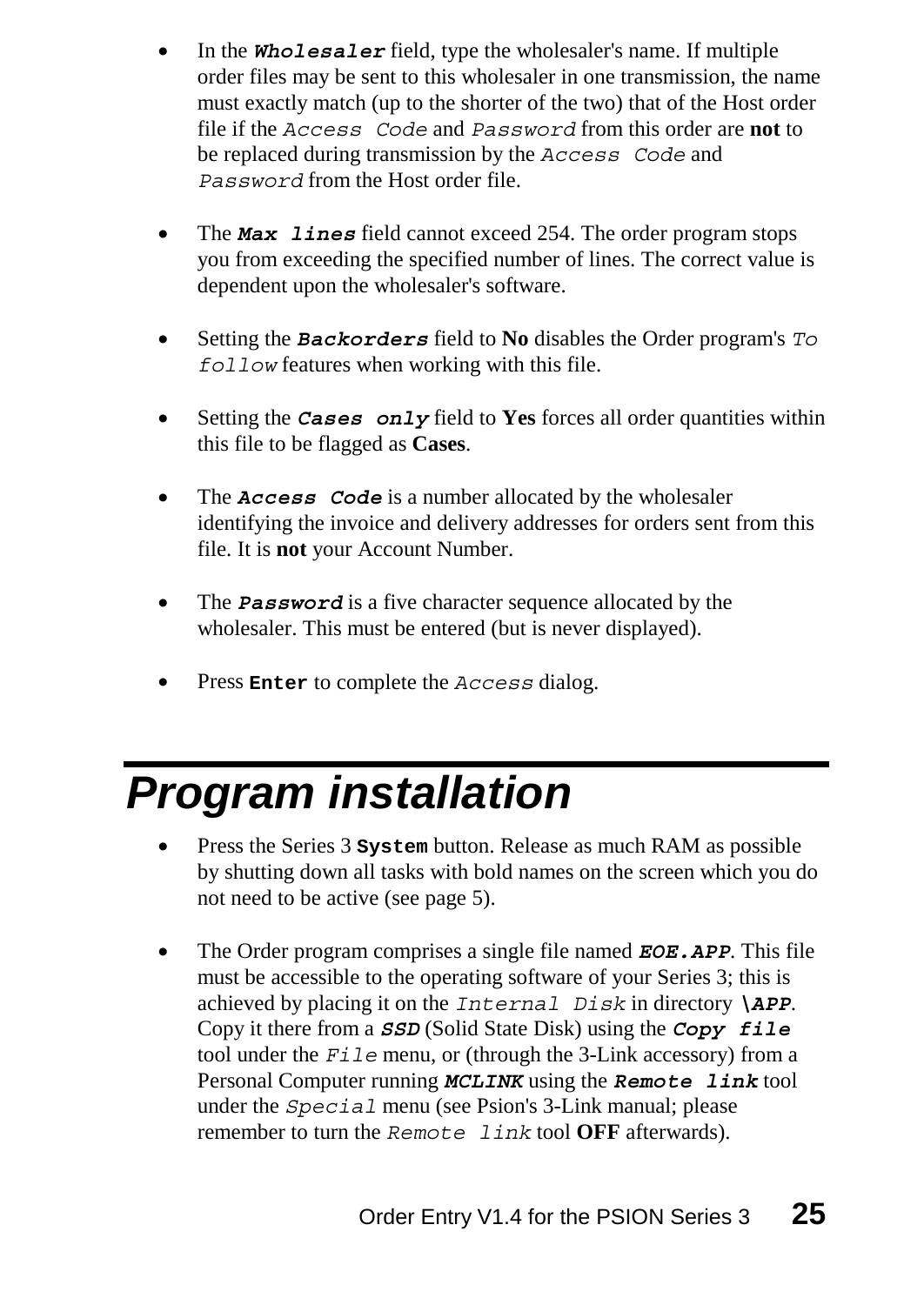- In the ***Wholesaler*** field, type the wholesaler's name. If multiple order files may be sent to this wholesaler in one transmission, the name must exactly match (up to the shorter of the two) that of the Host order file if the *Access Code* and *Password* from this order are **not** to be replaced during transmission by the *Access Code* and *Password* from the Host order file.

- The ***Max lines*** field cannot exceed 254. The order program stops you from exceeding the specified number of lines. The correct value is dependent upon the wholesaler's software.

- Setting the ***Backorders*** field to **No** disables the Order program's *To follow* features when working with this file.

- Setting the ***Cases only*** field to **Yes** forces all order quantities within this file to be flagged as **Cases**.

- The ***Access Code*** is a number allocated by the wholesaler identifying the invoice and delivery addresses for orders sent from this file. It is **not** your Account Number.

- The ***Password*** is a five character sequence allocated by the wholesaler. This must be entered (but is never displayed).

- Press **Enter** to complete the *Access* dialog.

# Program installation

- Press the Series 3 **System** button. Release as much RAM as possible by shutting down all tasks with bold names on the screen which you do not need to be active (see page 5).

- The Order program comprises a single file named ***EOE.APP***. This file must be accessible to the operating software of your Series 3; this is achieved by placing it on the *Internal Disk* in directory ***\APP***. Copy it there from a ***SSD*** (Solid State Disk) using the ***Copy file*** tool under the *File* menu, or (through the 3-Link accessory) from a Personal Computer running ***MCLINK*** using the ***Remote link*** tool under the *Special* menu (see Psion's 3-Link manual; please remember to turn the *Remote link* tool **OFF** afterwards).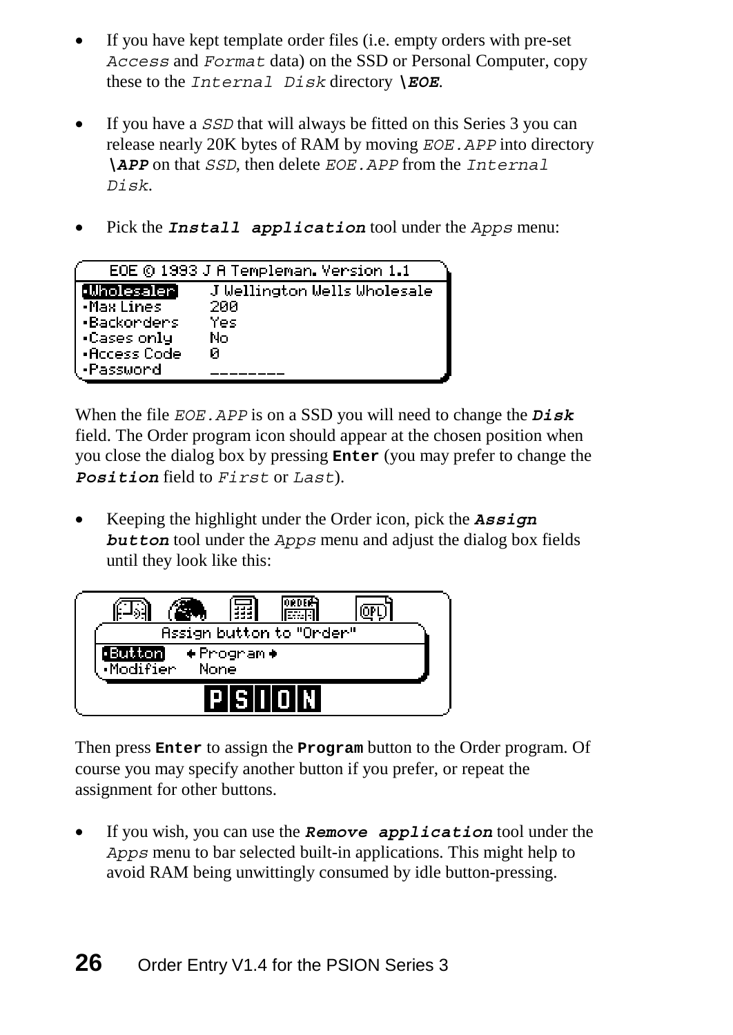- If you have kept template order files (i.e. empty orders with pre-set `Access` and `Format` data) on the SSD or Personal Computer, copy these to the `Internal Disk` directory ***\EOE***.

- If you have a `SSD` that will always be fitted on this Series 3 you can release nearly 20K bytes of RAM by moving `EOE.APP` into directory ***\APP*** on that `SSD`, then delete `EOE.APP` from the `Internal Disk`.

- Pick the ***Install application*** tool under the `Apps` menu:

```
EOE © 1993 J A Templeman. Version 1.1
•Wholesaler    J Wellington Wells Wholesale
•Max Lines     200
•Backorders    Yes
•Cases only    No
•Access Code   0
•Password      ________
```

When the file `EOE.APP` is on a SSD you will need to change the ***Disk*** field. The Order program icon should appear at the chosen position when you close the dialog box by pressing **Enter** (you may prefer to change the ***Position*** field to `First` or `Last`).

- Keeping the highlight under the Order icon, pick the ***Assign button*** tool under the `Apps` menu and adjust the dialog box fields until they look like this:

```
Assign button to "Order"
•Button     ◆Program◆
•Modifier   None
```

Then press **Enter** to assign the **Program** button to the Order program. Of course you may specify another button if you prefer, or repeat the assignment for other buttons.

- If you wish, you can use the ***Remove application*** tool under the `Apps` menu to bar selected built-in applications. This might help to avoid RAM being unwittingly consumed by idle button-pressing.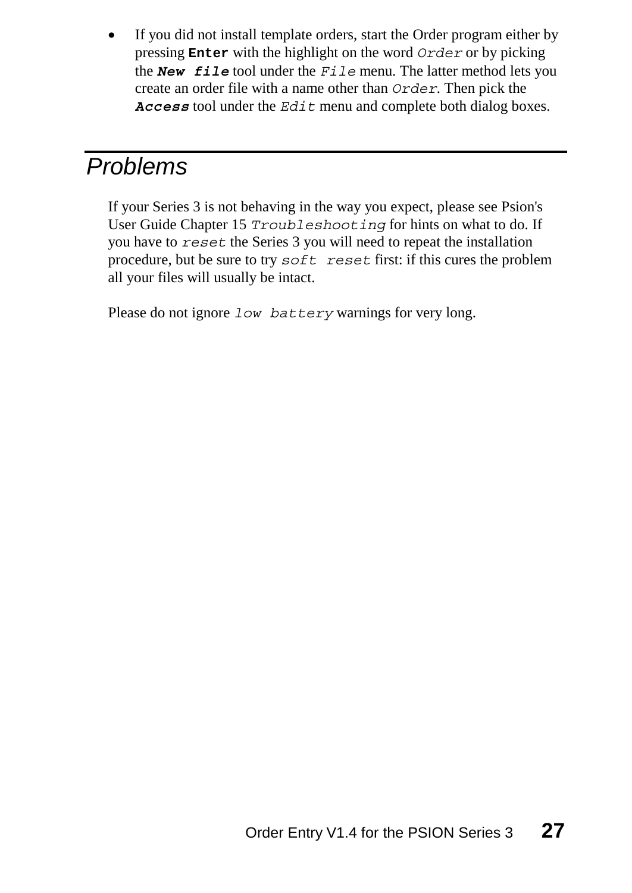- If you did not install template orders, start the Order program either by pressing **`Enter`** with the highlight on the word *`Order`* or by picking the ***`New file`*** tool under the *`File`* menu. The latter method lets you create an order file with a name other than *`Order`*. Then pick the ***`Access`*** tool under the *`Edit`* menu and complete both dialog boxes.

# *Problems*

If your Series 3 is not behaving in the way you expect, please see Psion's User Guide Chapter 15 *`Troubleshooting`* for hints on what to do. If you have to *`reset`* the Series 3 you will need to repeat the installation procedure, but be sure to try *`soft reset`* first: if this cures the problem all your files will usually be intact.

Please do not ignore *`low battery`* warnings for very long.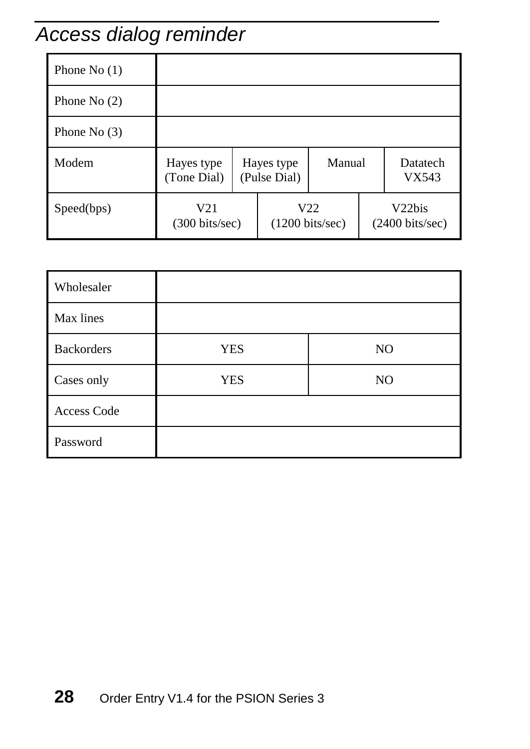## *Access dialog reminder*

| | | | | |
|---|---|---|---|---|
| Phone No (1) | | | | |
| Phone No (2) | | | | |
| Phone No (3) | | | | |
| Modem | Hayes type (Tone Dial) | Hayes type (Pulse Dial) | Manual | Datatech VX543 |
| Speed(bps) | V21 (300 bits/sec) | V22 (1200 bits/sec) | V22bis (2400 bits/sec) | |

| | | |
|---|---|---|
| Wholesaler | | |
| Max lines | | |
| Backorders | YES | NO |
| Cases only | YES | NO |
| Access Code | | |
| Password | | |